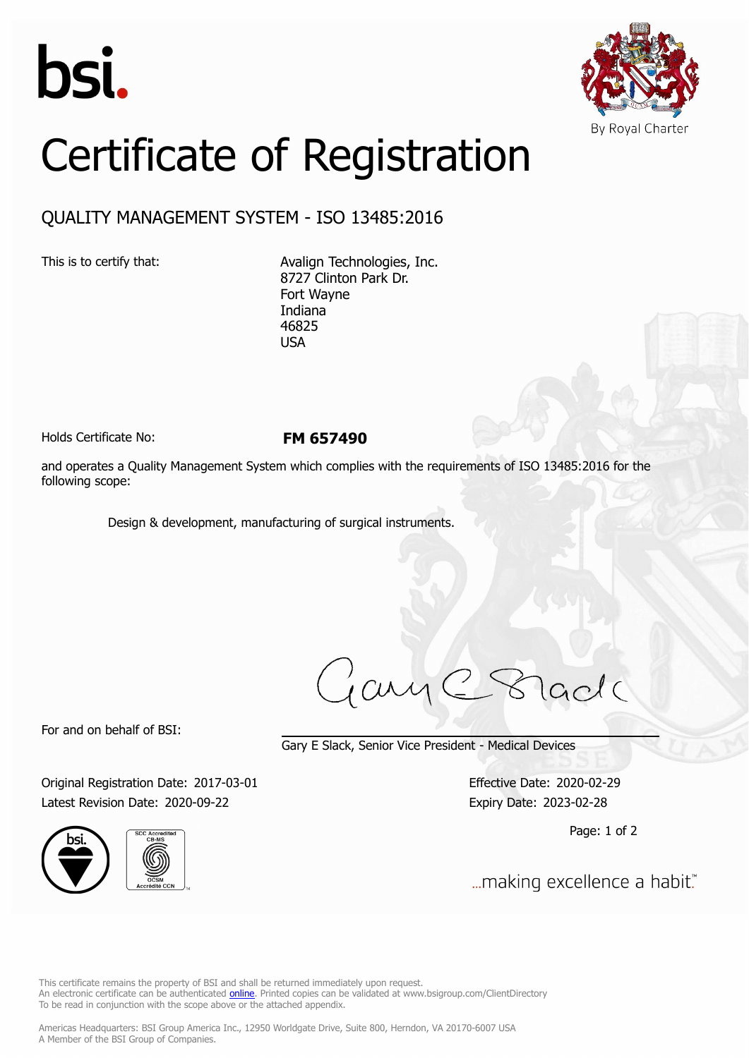bsi.

By Royal Charter

# Certificate of Registration

## QUALITY MANAGEMENT SYSTEM - ISO 13485:2016

This is to certify that:

Avalign Technologies, Inc.
8727 Clinton Park Dr.
Fort Wayne
Indiana
46825
USA

Holds Certificate No: **FM 657490**

and operates a Quality Management System which complies with the requirements of ISO 13485:2016 for the following scope:

Design & development, manufacturing of surgical instruments.

For and on behalf of BSI:

Gary E Slack, Senior Vice President - Medical Devices

Original Registration Date: 2017-03-01
Latest Revision Date: 2020-09-22

Effective Date: 2020-02-29
Expiry Date: 2023-02-28

...making excellence a habit.™

This certificate remains the property of BSI and shall be returned immediately upon request.
An electronic certificate can be authenticated online. Printed copies can be validated at www.bsigroup.com/ClientDirectory
To be read in conjunction with the scope above or the attached appendix.

Americas Headquarters: BSI Group America Inc., 12950 Worldgate Drive, Suite 800, Herndon, VA 20170-6007 USA
A Member of the BSI Group of Companies.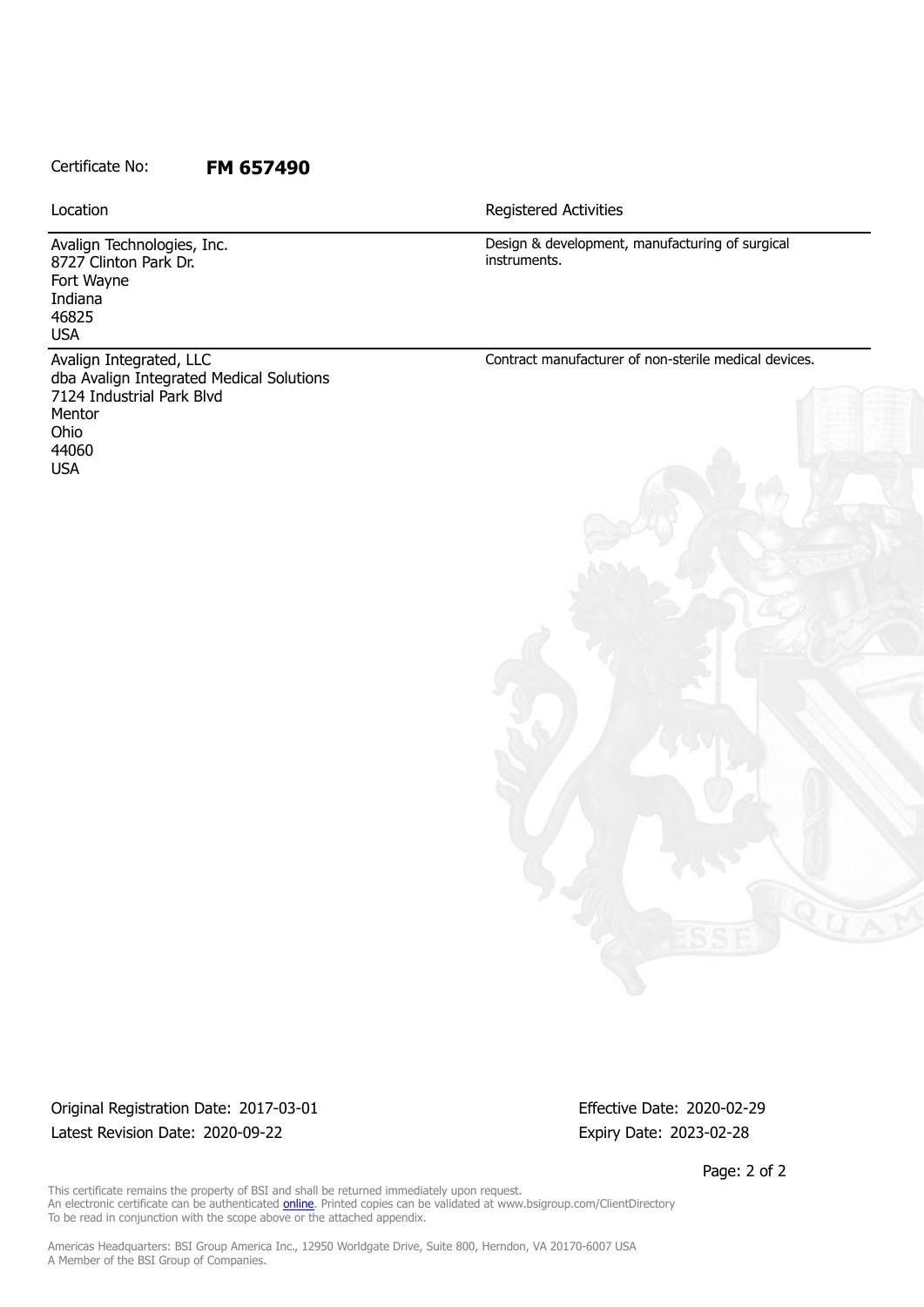Certificate No: **FM 657490**

| Location | Registered Activities |
|---|---|
| Avalign Technologies, Inc.<br>8727 Clinton Park Dr.<br>Fort Wayne<br>Indiana<br>46825<br>USA | Design & development, manufacturing of surgical instruments. |
| Avalign Integrated, LLC<br>dba Avalign Integrated Medical Solutions<br>7124 Industrial Park Blvd<br>Mentor<br>Ohio<br>44060<br>USA | Contract manufacturer of non-sterile medical devices. |

Original Registration Date: 2017-03-01

Latest Revision Date: 2020-09-22

Effective Date: 2020-02-29

Expiry Date: 2023-02-28

This certificate remains the property of BSI and shall be returned immediately upon request.
An electronic certificate can be authenticated online. Printed copies can be validated at www.bsigroup.com/ClientDirectory
To be read in conjunction with the scope above or the attached appendix.

Americas Headquarters: BSI Group America Inc., 12950 Worldgate Drive, Suite 800, Herndon, VA 20170-6007 USA
A Member of the BSI Group of Companies.